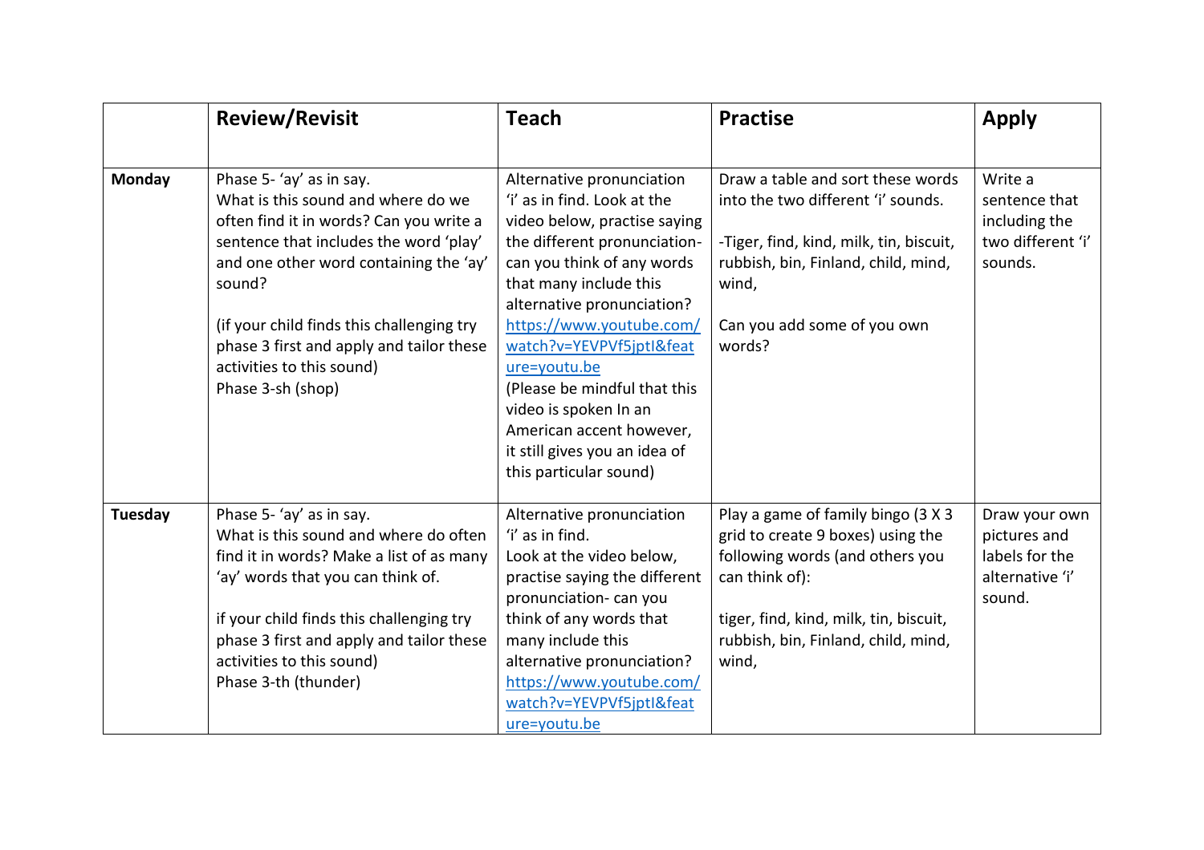| | Review/Revisit | Teach | Practise | Apply |
|---|---|---|---|---|
| **Monday** | Phase 5- 'ay' as in say.<br>What is this sound and where do we often find it in words? Can you write a sentence that includes the word 'play' and one other word containing the 'ay' sound?<br><br>(if your child finds this challenging try phase 3 first and apply and tailor these activities to this sound)<br>Phase 3-sh (shop) | Alternative pronunciation 'i' as in find. Look at the video below, practise saying the different pronunciation- can you think of any words that many include this alternative pronunciation?<br>https://www.youtube.com/watch?v=YEVPVf5jptI&feature=youtu.be<br>(Please be mindful that this video is spoken In an American accent however, it still gives you an idea of this particular sound) | Draw a table and sort these words into the two different 'i' sounds.<br><br>-Tiger, find, kind, milk, tin, biscuit, rubbish, bin, Finland, child, mind, wind,<br><br>Can you add some of you own words? | Write a sentence that including the two different 'i' sounds. |
| **Tuesday** | Phase 5- 'ay' as in say.<br>What is this sound and where do often find it in words? Make a list of as many 'ay' words that you can think of.<br><br>if your child finds this challenging try phase 3 first and apply and tailor these activities to this sound)<br>Phase 3-th (thunder) | Alternative pronunciation 'i' as in find.<br>Look at the video below, practise saying the different pronunciation- can you think of any words that many include this alternative pronunciation?<br>https://www.youtube.com/watch?v=YEVPVf5jptI&feature=youtu.be | Play a game of family bingo (3 X 3 grid to create 9 boxes) using the following words (and others you can think of):<br><br>tiger, find, kind, milk, tin, biscuit, rubbish, bin, Finland, child, mind, wind, | Draw your own pictures and labels for the alternative 'i' sound. |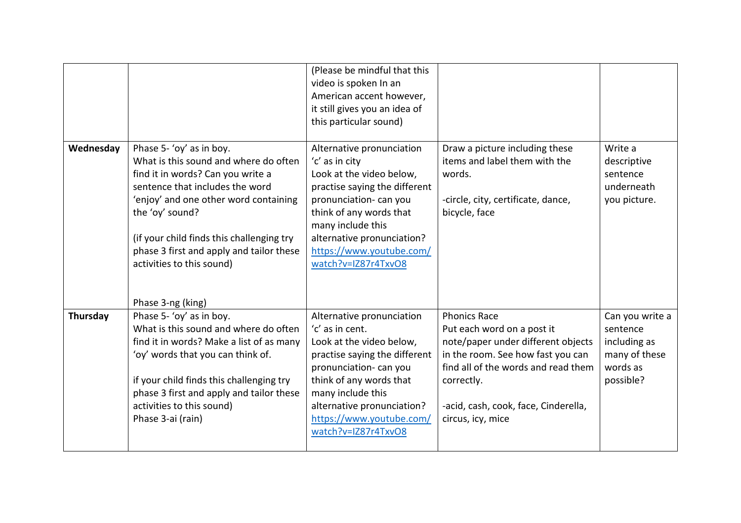| | | | | |
|---|---|---|---|---|
| | | (Please be mindful that this video is spoken In an American accent however, it still gives you an idea of this particular sound) | | |
| **Wednesday** | Phase 5- 'oy' as in boy.<br>What is this sound and where do often find it in words? Can you write a sentence that includes the word 'enjoy' and one other word containing the 'oy' sound?<br><br>(if your child finds this challenging try phase 3 first and apply and tailor these activities to this sound)<br><br><br>Phase 3-ng (king) | Alternative pronunciation 'c' as in city<br>Look at the video below, practise saying the different pronunciation- can you think of any words that many include this alternative pronunciation?<br>https://www.youtube.com/watch?v=IZ87r4TxvO8 | Draw a picture including these items and label them with the words.<br><br>-circle, city, certificate, dance, bicycle, face | Write a descriptive sentence underneath you picture. |
| **Thursday** | Phase 5- 'oy' as in boy.<br>What is this sound and where do often find it in words? Make a list of as many 'oy' words that you can think of.<br><br>if your child finds this challenging try phase 3 first and apply and tailor these activities to this sound)<br>Phase 3-ai (rain) | Alternative pronunciation 'c' as in cent.<br>Look at the video below, practise saying the different pronunciation- can you think of any words that many include this alternative pronunciation?<br>https://www.youtube.com/watch?v=IZ87r4TxvO8 | Phonics Race<br>Put each word on a post it note/paper under different objects in the room. See how fast you can find all of the words and read them correctly.<br><br>-acid, cash, cook, face, Cinderella, circus, icy, mice | Can you write a sentence including as many of these words as possible? |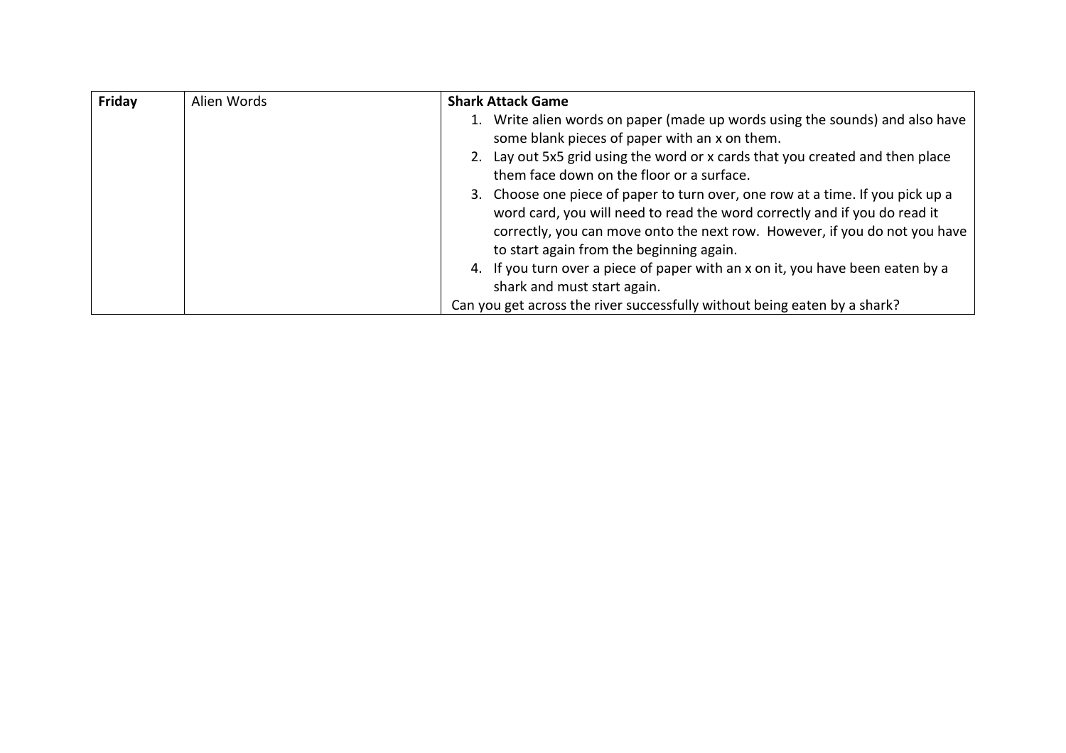| | | |
|---|---|---|
| **Friday** | Alien Words | **Shark Attack Game**<br>1. Write alien words on paper (made up words using the sounds) and also have some blank pieces of paper with an x on them.<br>2. Lay out 5x5 grid using the word or x cards that you created and then place them face down on the floor or a surface.<br>3. Choose one piece of paper to turn over, one row at a time. If you pick up a word card, you will need to read the word correctly and if you do read it correctly, you can move onto the next row. However, if you do not you have to start again from the beginning again.<br>4. If you turn over a piece of paper with an x on it, you have been eaten by a shark and must start again.<br>Can you get across the river successfully without being eaten by a shark? |